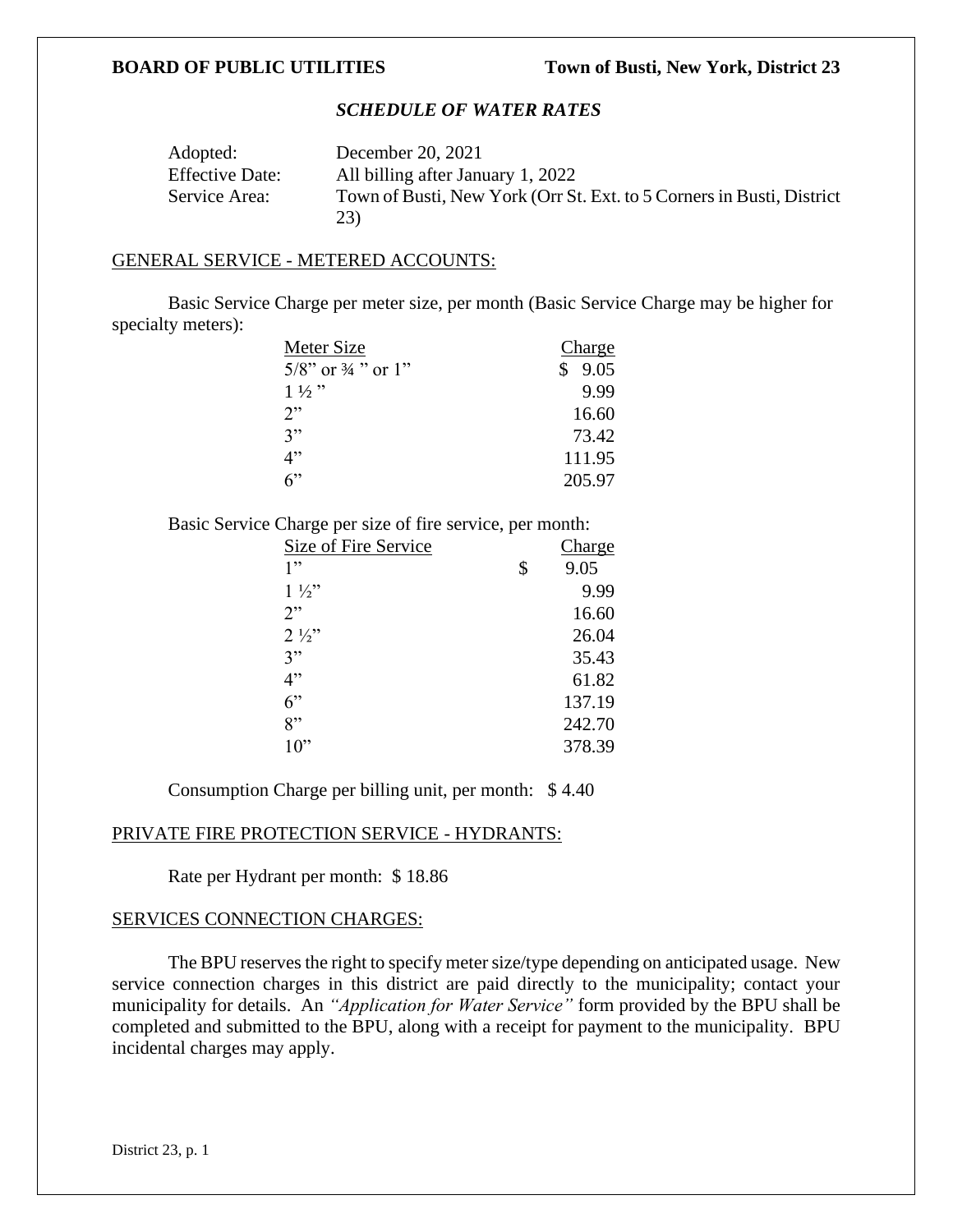**BOARD OF PUBLIC UTILITIES** **Town of Busti, New York, District 23**

## *SCHEDULE OF WATER RATES*

| | |
|---|---|
| Adopted: | December 20, 2021 |
| Effective Date: | All billing after January 1, 2022 |
| Service Area: | Town of Busti, New York (Orr St. Ext. to 5 Corners in Busti, District 23) |

### GENERAL SERVICE - METERED ACCOUNTS:

Basic Service Charge per meter size, per month (Basic Service Charge may be higher for specialty meters):

| Meter Size | Charge |
|---|---|
| 5/8" or ¾ " or 1" | $ 9.05 |
| 1 ½ " | 9.99 |
| 2" | 16.60 |
| 3" | 73.42 |
| 4" | 111.95 |
| 6" | 205.97 |

Basic Service Charge per size of fire service, per month:

| Size of Fire Service | Charge |
|---|---|
| 1" | $ 9.05 |
| 1 ½" | 9.99 |
| 2" | 16.60 |
| 2 ½" | 26.04 |
| 3" | 35.43 |
| 4" | 61.82 |
| 6" | 137.19 |
| 8" | 242.70 |
| 10" | 378.39 |

Consumption Charge per billing unit, per month: $ 4.40

### PRIVATE FIRE PROTECTION SERVICE - HYDRANTS:

Rate per Hydrant per month: $ 18.86

### SERVICES CONNECTION CHARGES:

The BPU reserves the right to specify meter size/type depending on anticipated usage. New service connection charges in this district are paid directly to the municipality; contact your municipality for details. An *"Application for Water Service"* form provided by the BPU shall be completed and submitted to the BPU, along with a receipt for payment to the municipality. BPU incidental charges may apply.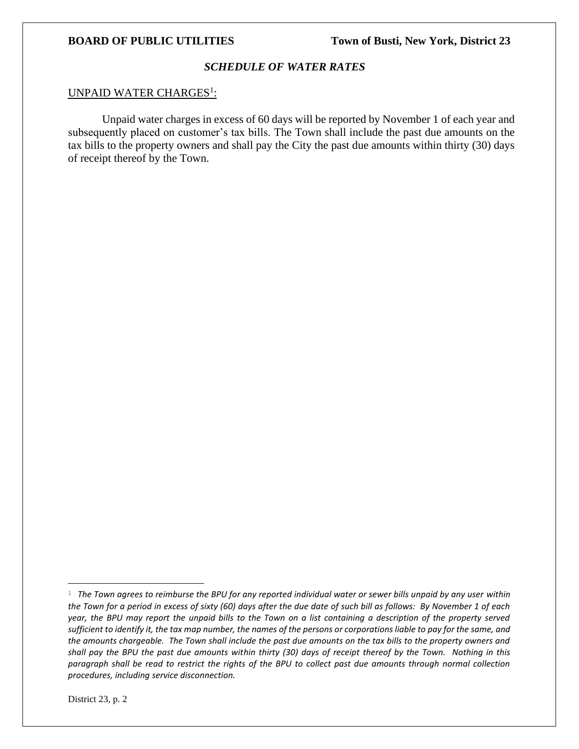**BOARD OF PUBLIC UTILITIES** **Town of Busti, New York, District 23**

## *SCHEDULE OF WATER RATES*

UNPAID WATER CHARGES[1]:

Unpaid water charges in excess of 60 days will be reported by November 1 of each year and subsequently placed on customer's tax bills. The Town shall include the past due amounts on the tax bills to the property owners and shall pay the City the past due amounts within thirty (30) days of receipt thereof by the Town.

---

[1] *The Town agrees to reimburse the BPU for any reported individual water or sewer bills unpaid by any user within the Town for a period in excess of sixty (60) days after the due date of such bill as follows: By November 1 of each year, the BPU may report the unpaid bills to the Town on a list containing a description of the property served sufficient to identify it, the tax map number, the names of the persons or corporations liable to pay for the same, and the amounts chargeable. The Town shall include the past due amounts on the tax bills to the property owners and shall pay the BPU the past due amounts within thirty (30) days of receipt thereof by the Town. Nothing in this paragraph shall be read to restrict the rights of the BPU to collect past due amounts through normal collection procedures, including service disconnection.*

District 23, p. 2